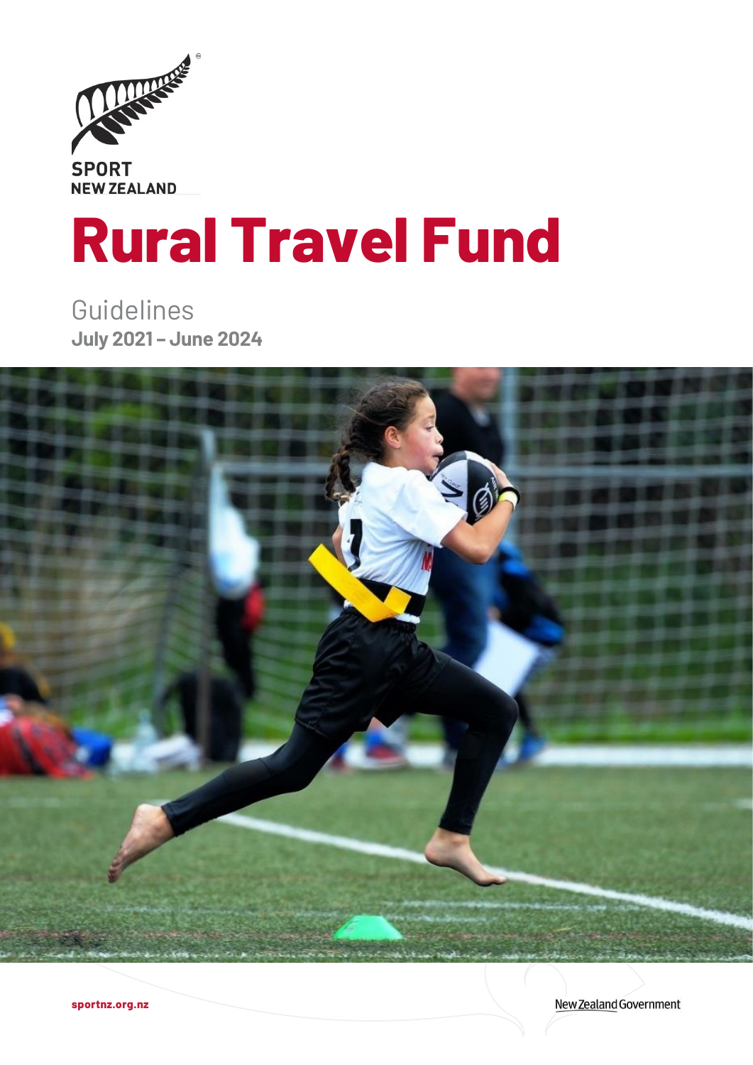SPORT NEW ZEALAND

# Rural Travel Fund

Guidelines

**July 2021 – June 2024**

sportnz.org.nz

New Zealand Government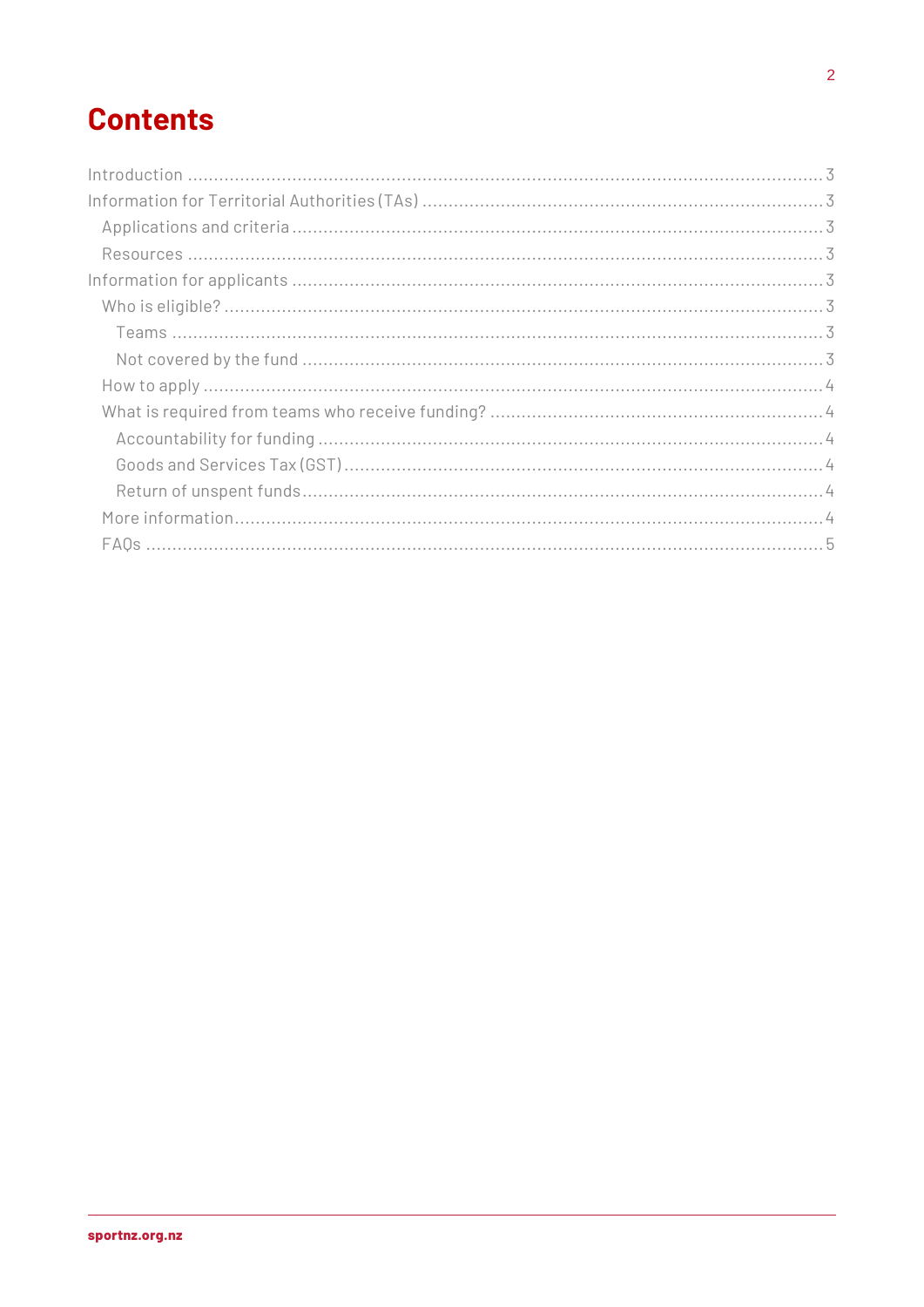# Contents

- Introduction ... 3
- Information for Territorial Authorities (TAs) ... 3
  - Applications and criteria ... 3
  - Resources ... 3
- Information for applicants ... 3
  - Who is eligible? ... 3
    - Teams ... 3
    - Not covered by the fund ... 3
  - How to apply ... 4
  - What is required from teams who receive funding? ... 4
    - Accountability for funding ... 4
    - Goods and Services Tax (GST) ... 4
    - Return of unspent funds ... 4
  - More information ... 4
  - FAQs ... 5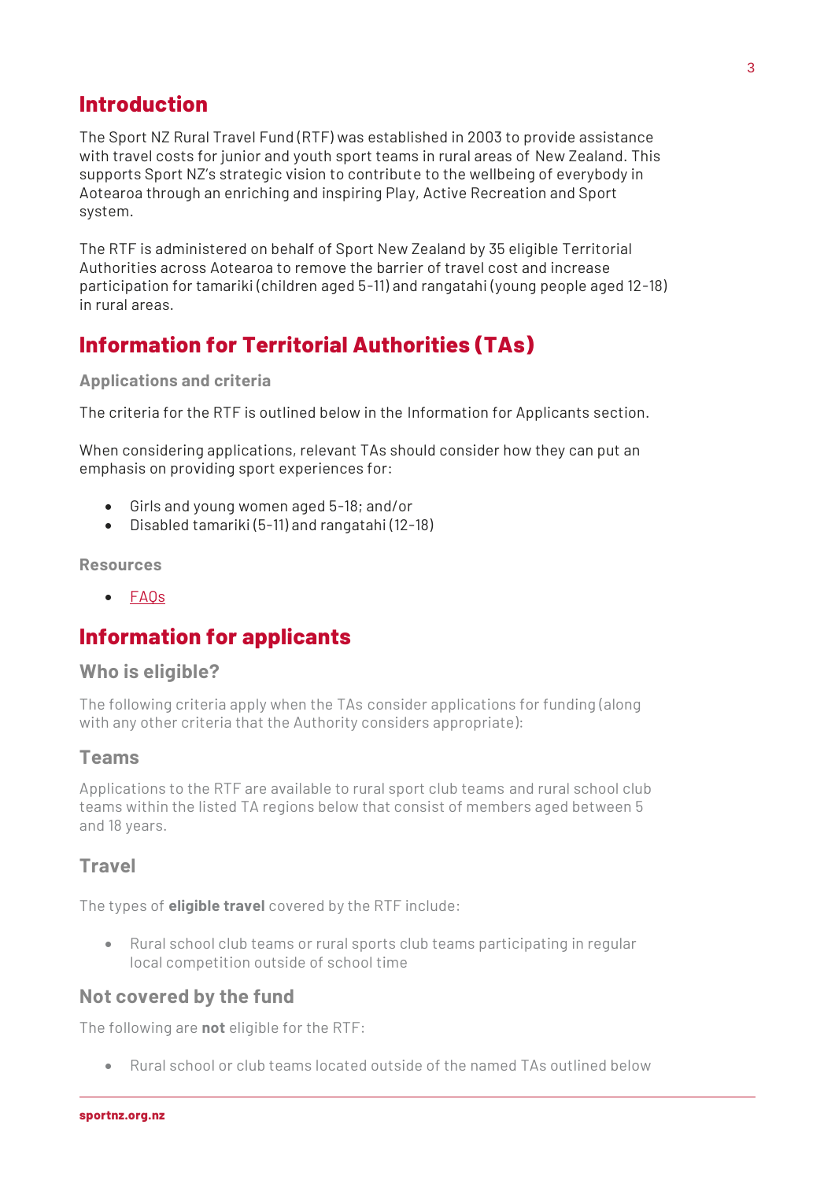## Introduction

The Sport NZ Rural Travel Fund (RTF) was established in 2003 to provide assistance with travel costs for junior and youth sport teams in rural areas of New Zealand. This supports Sport NZ's strategic vision to contribute to the wellbeing of everybody in Aotearoa through an enriching and inspiring Play, Active Recreation and Sport system.

The RTF is administered on behalf of Sport New Zealand by 35 eligible Territorial Authorities across Aotearoa to remove the barrier of travel cost and increase participation for tamariki (children aged 5-11) and rangatahi (young people aged 12-18) in rural areas.

## Information for Territorial Authorities (TAs)

#### Applications and criteria

The criteria for the RTF is outlined below in the Information for Applicants section.

When considering applications, relevant TAs should consider how they can put an emphasis on providing sport experiences for:

- Girls and young women aged 5-18; and/or
- Disabled tamariki (5-11) and rangatahi (12-18)

#### Resources

- FAQs

## Information for applicants

### Who is eligible?

The following criteria apply when the TAs consider applications for funding (along with any other criteria that the Authority considers appropriate):

### Teams

Applications to the RTF are available to rural sport club teams and rural school club teams within the listed TA regions below that consist of members aged between 5 and 18 years.

### Travel

The types of **eligible travel** covered by the RTF include:

- Rural school club teams or rural sports club teams participating in regular local competition outside of school time

### Not covered by the fund

The following are **not** eligible for the RTF:

- Rural school or club teams located outside of the named TAs outlined below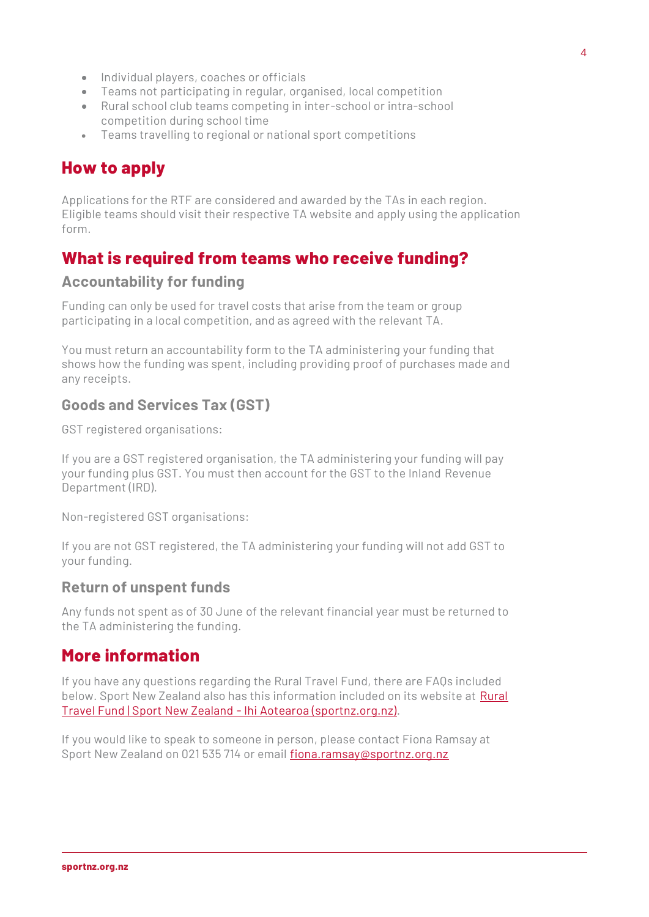- Individual players, coaches or officials
- Teams not participating in regular, organised, local competition
- Rural school club teams competing in inter-school or intra-school competition during school time
- Teams travelling to regional or national sport competitions

## How to apply

Applications for the RTF are considered and awarded by the TAs in each region. Eligible teams should visit their respective TA website and apply using the application form.

## What is required from teams who receive funding?

### Accountability for funding

Funding can only be used for travel costs that arise from the team or group participating in a local competition, and as agreed with the relevant TA.

You must return an accountability form to the TA administering your funding that shows how the funding was spent, including providing proof of purchases made and any receipts.

### Goods and Services Tax (GST)

GST registered organisations:

If you are a GST registered organisation, the TA administering your funding will pay your funding plus GST. You must then account for the GST to the Inland Revenue Department (IRD).

Non-registered GST organisations:

If you are not GST registered, the TA administering your funding will not add GST to your funding.

### Return of unspent funds

Any funds not spent as of 30 June of the relevant financial year must be returned to the TA administering the funding.

## More information

If you have any questions regarding the Rural Travel Fund, there are FAQs included below. Sport New Zealand also has this information included on its website at Rural Travel Fund | Sport New Zealand - Ihi Aotearoa (sportnz.org.nz).

If you would like to speak to someone in person, please contact Fiona Ramsay at Sport New Zealand on 021 535 714 or email fiona.ramsay@sportnz.org.nz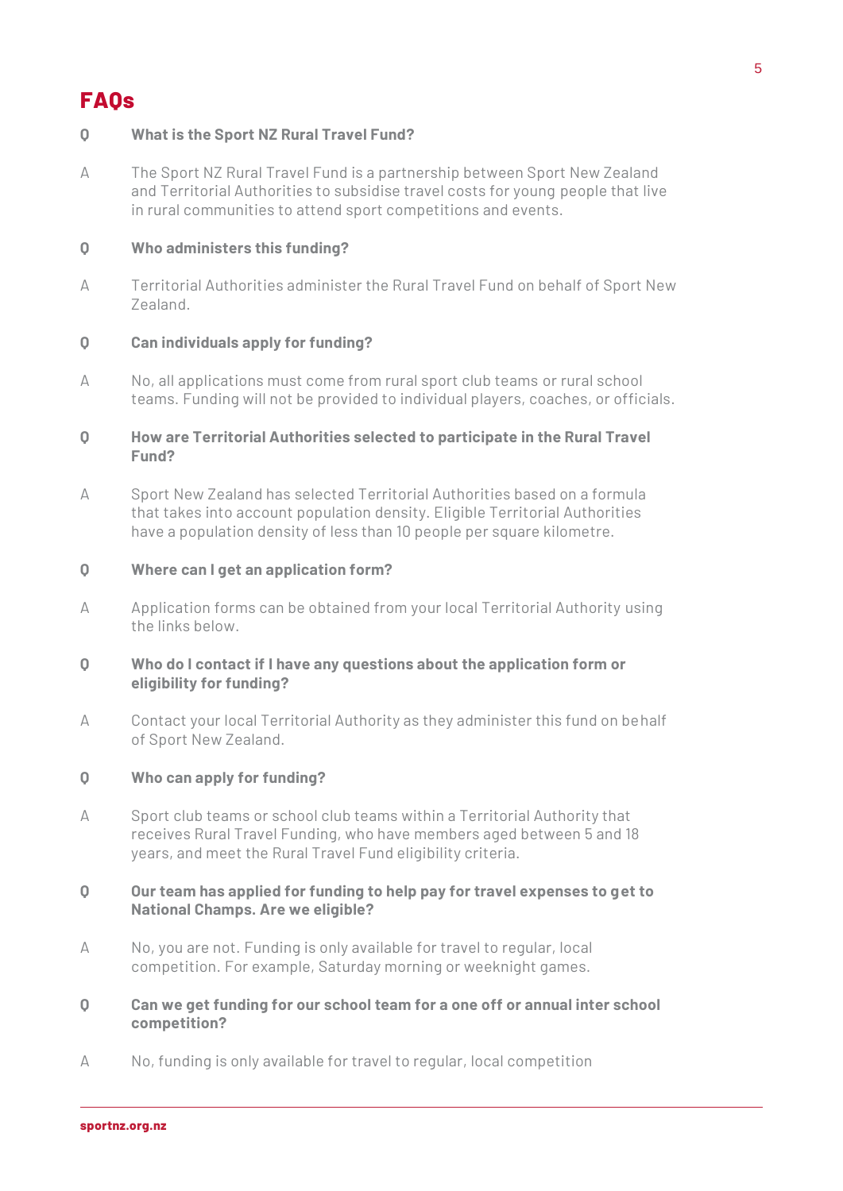## FAQs

**Q What is the Sport NZ Rural Travel Fund?**

A The Sport NZ Rural Travel Fund is a partnership between Sport New Zealand and Territorial Authorities to subsidise travel costs for young people that live in rural communities to attend sport competitions and events.

**Q Who administers this funding?**

A Territorial Authorities administer the Rural Travel Fund on behalf of Sport New Zealand.

**Q Can individuals apply for funding?**

A No, all applications must come from rural sport club teams or rural school teams. Funding will not be provided to individual players, coaches, or officials.

**Q How are Territorial Authorities selected to participate in the Rural Travel Fund?**

A Sport New Zealand has selected Territorial Authorities based on a formula that takes into account population density. Eligible Territorial Authorities have a population density of less than 10 people per square kilometre.

**Q Where can I get an application form?**

A Application forms can be obtained from your local Territorial Authority using the links below.

**Q Who do I contact if I have any questions about the application form or eligibility for funding?**

A Contact your local Territorial Authority as they administer this fund on behalf of Sport New Zealand.

**Q Who can apply for funding?**

A Sport club teams or school club teams within a Territorial Authority that receives Rural Travel Funding, who have members aged between 5 and 18 years, and meet the Rural Travel Fund eligibility criteria.

**Q Our team has applied for funding to help pay for travel expenses to get to National Champs. Are we eligible?**

A No, you are not. Funding is only available for travel to regular, local competition. For example, Saturday morning or weeknight games.

**Q Can we get funding for our school team for a one off or annual inter school competition?**

A No, funding is only available for travel to regular, local competition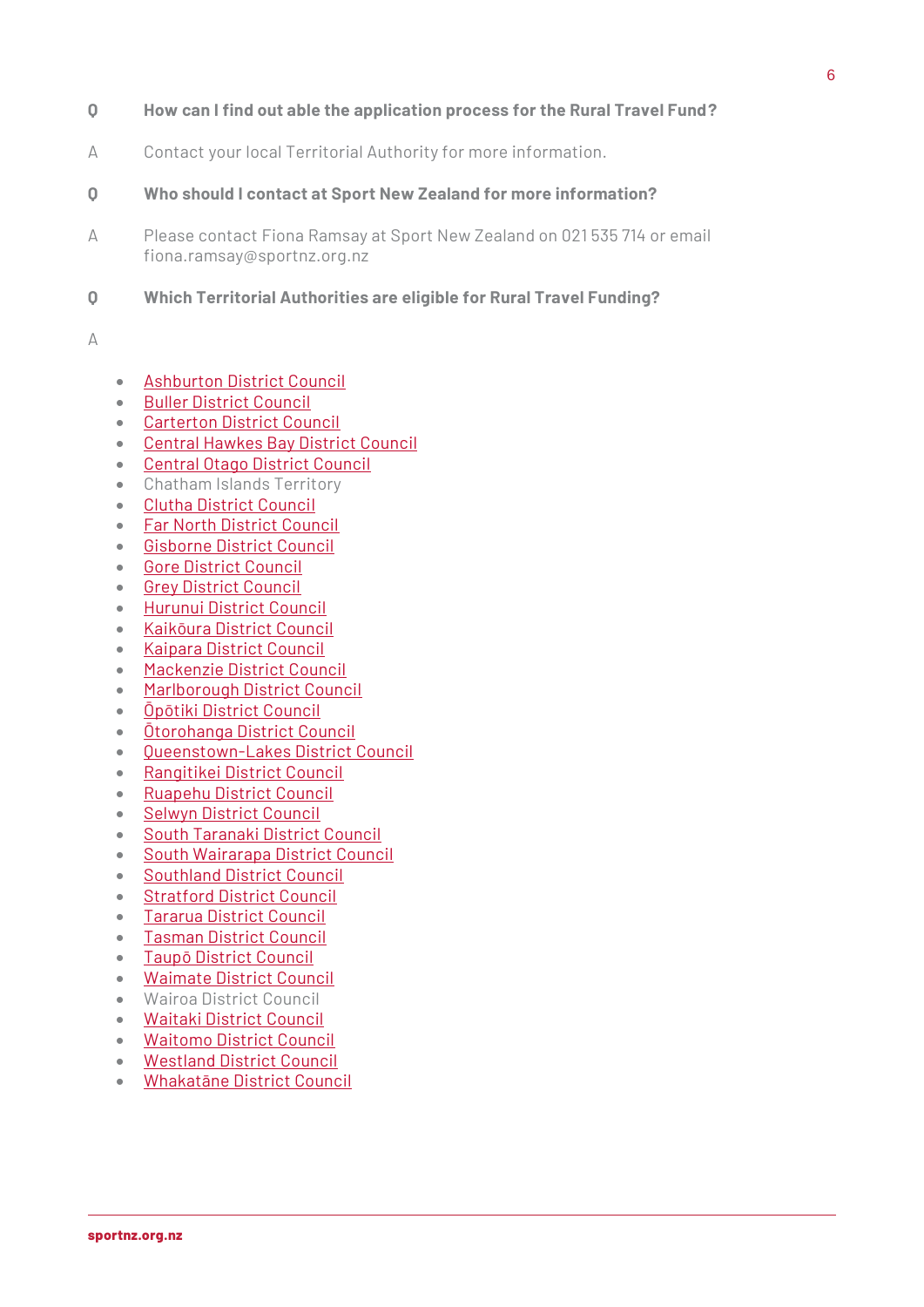**Q** **How can I find out able the application process for the Rural Travel Fund?**

A Contact your local Territorial Authority for more information.

**Q** **Who should I contact at Sport New Zealand for more information?**

A Please contact Fiona Ramsay at Sport New Zealand on 021 535 714 or email fiona.ramsay@sportnz.org.nz

**Q** **Which Territorial Authorities are eligible for Rural Travel Funding?**

A

- Ashburton District Council
- Buller District Council
- Carterton District Council
- Central Hawkes Bay District Council
- Central Otago District Council
- Chatham Islands Territory
- Clutha District Council
- Far North District Council
- Gisborne District Council
- Gore District Council
- Grey District Council
- Hurunui District Council
- Kaikōura District Council
- Kaipara District Council
- Mackenzie District Council
- Marlborough District Council
- Ōpōtiki District Council
- Ōtorohanga District Council
- Queenstown-Lakes District Council
- Rangitikei District Council
- Ruapehu District Council
- Selwyn District Council
- South Taranaki District Council
- South Wairarapa District Council
- Southland District Council
- Stratford District Council
- Tararua District Council
- Tasman District Council
- Taupō District Council
- Waimate District Council
- Wairoa District Council
- Waitaki District Council
- Waitomo District Council
- Westland District Council
- Whakatāne District Council